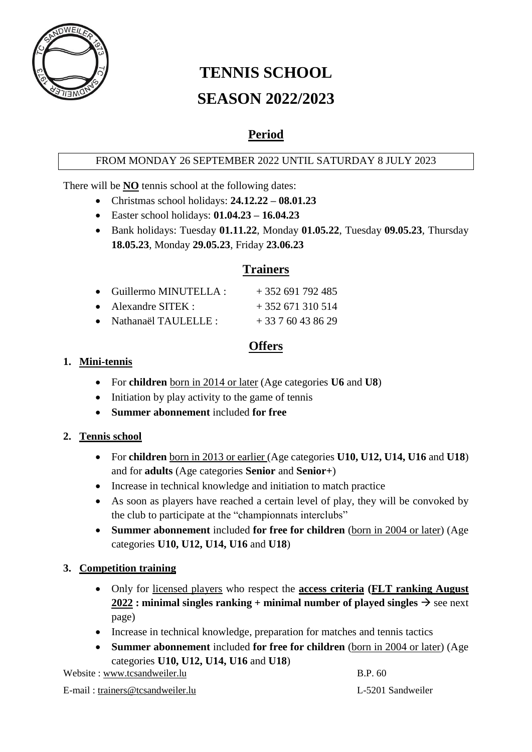# TENNIS SCHOOL

# SEASON 2022/2023

## Period

FROM MONDAY 26 SEPTEMBER 2022 UNTIL SATURDAY 8 JULY 2023

There will be **NO** tennis school at the following dates:

- Christmas school holidays: **24.12.22 – 08.01.23**
- Easter school holidays: **01.04.23 – 16.04.23**
- Bank holidays: Tuesday **01.11.22**, Monday **01.05.22**, Tuesday **09.05.23**, Thursday **18.05.23**, Monday **29.05.23**, Friday **23.06.23**

## Trainers

- Guillermo MINUTELLA : + 352 691 792 485
- Alexandre SITEK : + 352 671 310 514
- Nathanaël TAULELLE : + 33 7 60 43 86 29

## Offers

### 1. Mini-tennis

- For **children** born in 2014 or later (Age categories **U6** and **U8**)
- Initiation by play activity to the game of tennis
- **Summer abonnement** included **for free**

### 2. Tennis school

- For **children** born in 2013 or earlier (Age categories **U10, U12, U14, U16** and **U18**) and for **adults** (Age categories **Senior** and **Senior+**)
- Increase in technical knowledge and initiation to match practice
- As soon as players have reached a certain level of play, they will be convoked by the club to participate at the "championnats interclubs"
- **Summer abonnement** included **for free for children** (born in 2004 or later) (Age categories **U10, U12, U14, U16** and **U18**)

### 3. Competition training

- Only for licensed players who respect the **access criteria (FLT ranking August 2022 : minimal singles ranking + minimal number of played singles** → see next page)
- Increase in technical knowledge, preparation for matches and tennis tactics
- **Summer abonnement** included **for free for children** (born in 2004 or later) (Age categories **U10, U12, U14, U16** and **U18**)

Website : www.tcsandweiler.lu
E-mail : trainers@tcsandweiler.lu

B.P. 60
L-5201 Sandweiler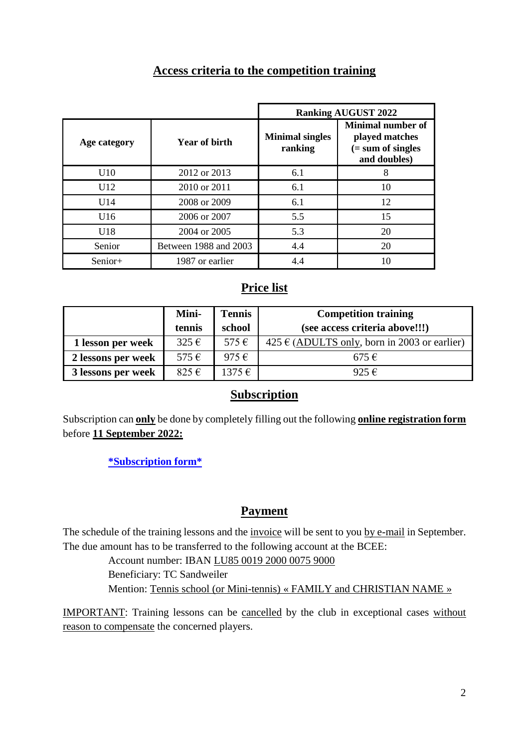## Access criteria to the competition training

| Age category | Year of birth | Ranking AUGUST 2022 | |
|---|---|---|---|
| | | Minimal singles ranking | Minimal number of played matches (= sum of singles and doubles) |
| U10 | 2012 or 2013 | 6.1 | 8 |
| U12 | 2010 or 2011 | 6.1 | 10 |
| U14 | 2008 or 2009 | 6.1 | 12 |
| U16 | 2006 or 2007 | 5.5 | 15 |
| U18 | 2004 or 2005 | 5.3 | 20 |
| Senior | Between 1988 and 2003 | 4.4 | 20 |
| Senior+ | 1987 or earlier | 4.4 | 10 |

## Price list

| | Mini-tennis | Tennis school | Competition training (see access criteria above!!!) |
|---|---|---|---|
| **1 lesson per week** | 325 € | 575 € | 425 € (ADULTS only, born in 2003 or earlier) |
| **2 lessons per week** | 575 € | 975 € | 675 € |
| **3 lessons per week** | 825 € | 1375 € | 925 € |

## Subscription

Subscription can **only** be done by completely filling out the following **online registration form** before **11 September 2022:**

**\*Subscription form\***

## Payment

The schedule of the training lessons and the invoice will be sent to you by e-mail in September. The due amount has to be transferred to the following account at the BCEE:

Account number: IBAN LU85 0019 2000 0075 9000
Beneficiary: TC Sandweiler
Mention: Tennis school (or Mini-tennis) « FAMILY and CHRISTIAN NAME »

IMPORTANT: Training lessons can be cancelled by the club in exceptional cases without reason to compensate the concerned players.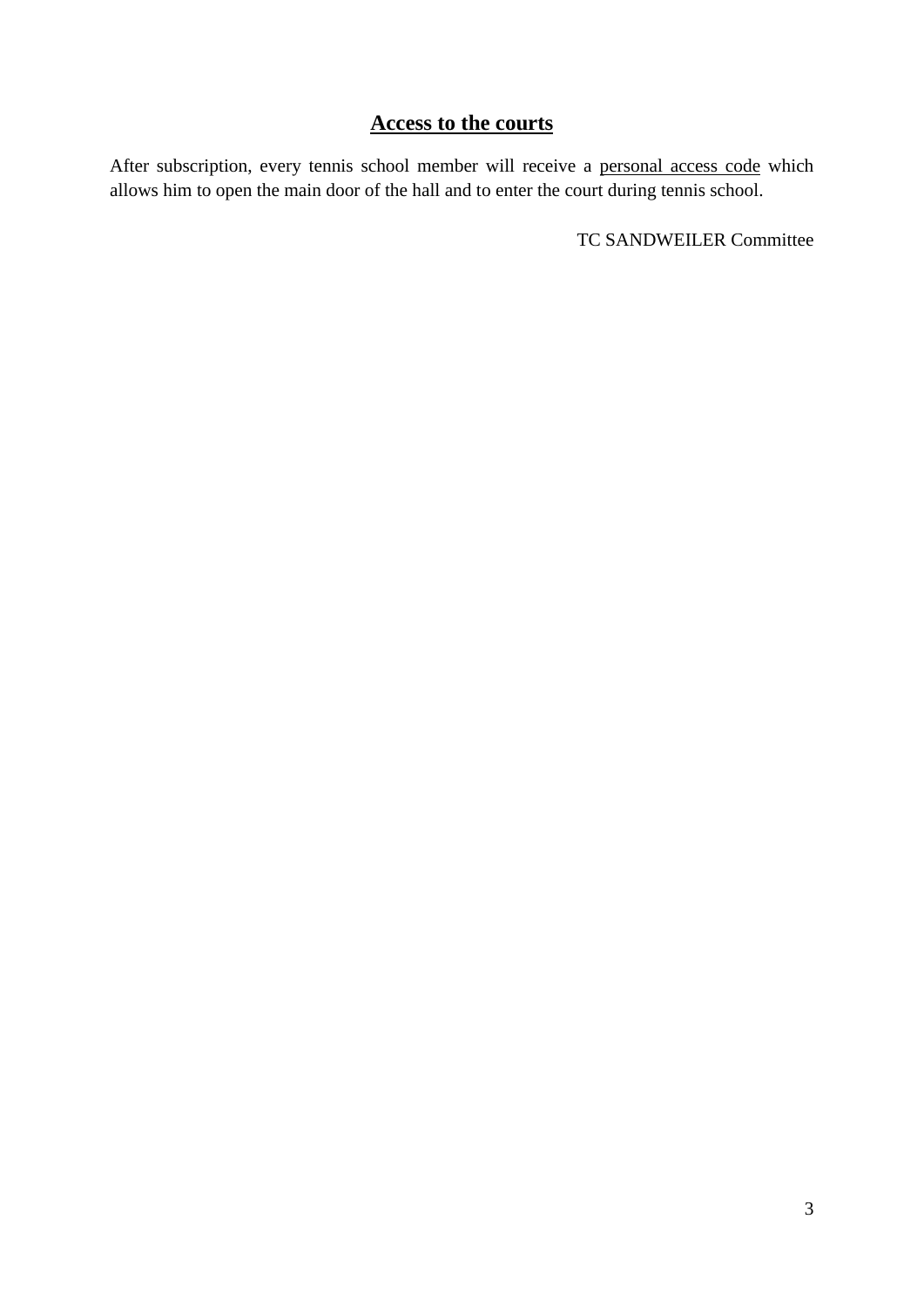## Access to the courts

After subscription, every tennis school member will receive a personal access code which allows him to open the main door of the hall and to enter the court during tennis school.

TC SANDWEILER Committee